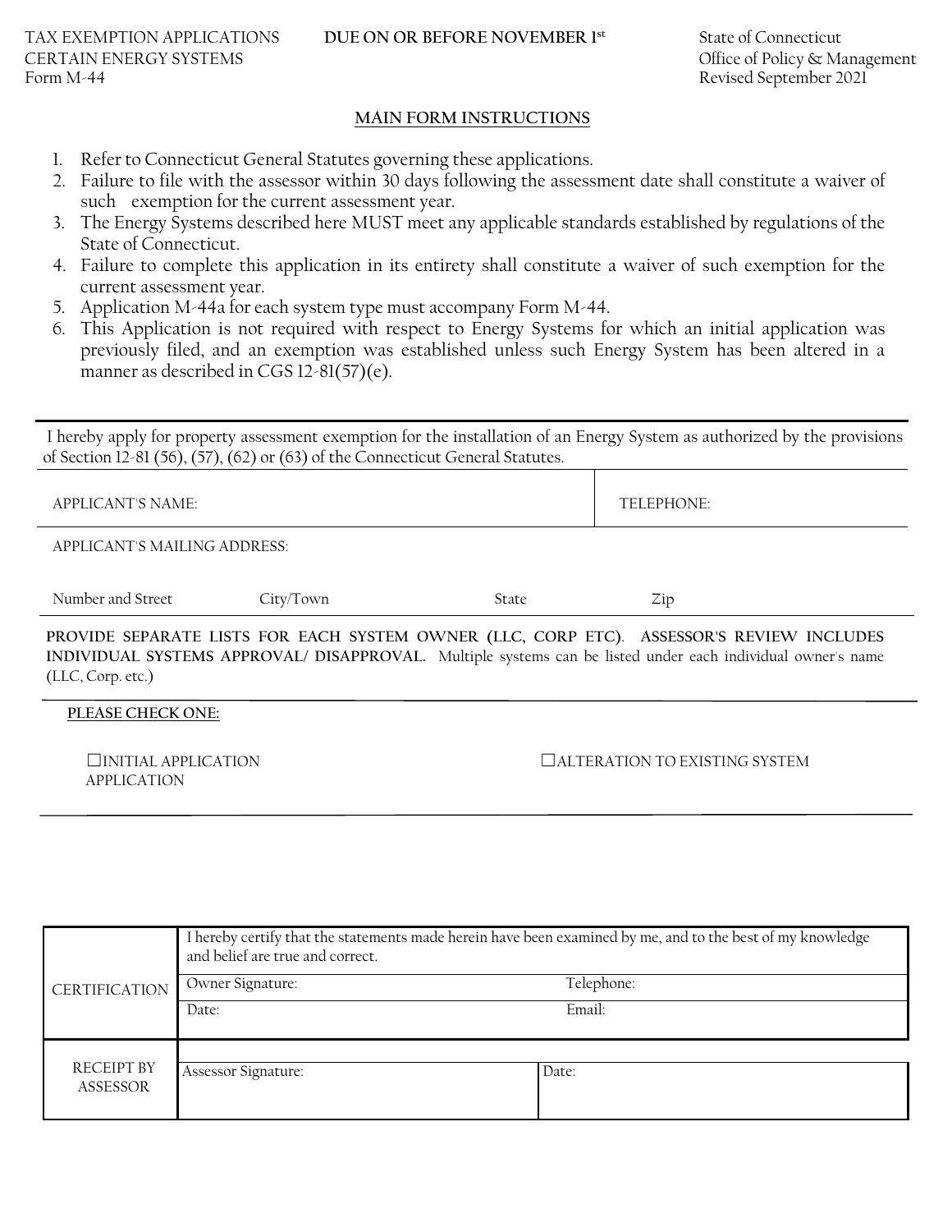TAX EXEMPTION APPLICATIONS
CERTAIN ENERGY SYSTEMS
Form M-44

**DUE ON OR BEFORE NOVEMBER 1st**

State of Connecticut
Office of Policy & Management
Revised September 2021

## MAIN FORM INSTRUCTIONS

1. Refer to Connecticut General Statutes governing these applications.
2. Failure to file with the assessor within 30 days following the assessment date shall constitute a waiver of such exemption for the current assessment year.
3. The Energy Systems described here MUST meet any applicable standards established by regulations of the State of Connecticut.
4. Failure to complete this application in its entirety shall constitute a waiver of such exemption for the current assessment year.
5. Application M-44a for each system type must accompany Form M-44.
6. This Application is not required with respect to Energy Systems for which an initial application was previously filed, and an exemption was established unless such Energy System has been altered in a manner as described in CGS 12-81(57)(e).

I hereby apply for property assessment exemption for the installation of an Energy System as authorized by the provisions of Section 12-81 (56), (57), (62) or (63) of the Connecticut General Statutes.

| APPLICANT'S NAME: | TELEPHONE: |
|---|---|

APPLICANT'S MAILING ADDRESS:

| Number and Street | City/Town | State | Zip |
|---|---|---|---|

**PROVIDE SEPARATE LISTS FOR EACH SYSTEM OWNER (LLC, CORP ETC). ASSESSOR'S REVIEW INCLUDES INDIVIDUAL SYSTEMS APPROVAL/ DISAPPROVAL.** Multiple systems can be listed under each individual owner's name (LLC, Corp. etc.)

**PLEASE CHECK ONE:**

☐INITIAL APPLICATION APPLICATION

☐ALTERATION TO EXISTING SYSTEM

| CERTIFICATION | I hereby certify that the statements made herein have been examined by me, and to the best of my knowledge and belief are true and correct. | |
|---|---|---|
| | Owner Signature: | Telephone: |
| | Date: | Email: |
| RECEIPT BY ASSESSOR | Assessor Signature: | Date: |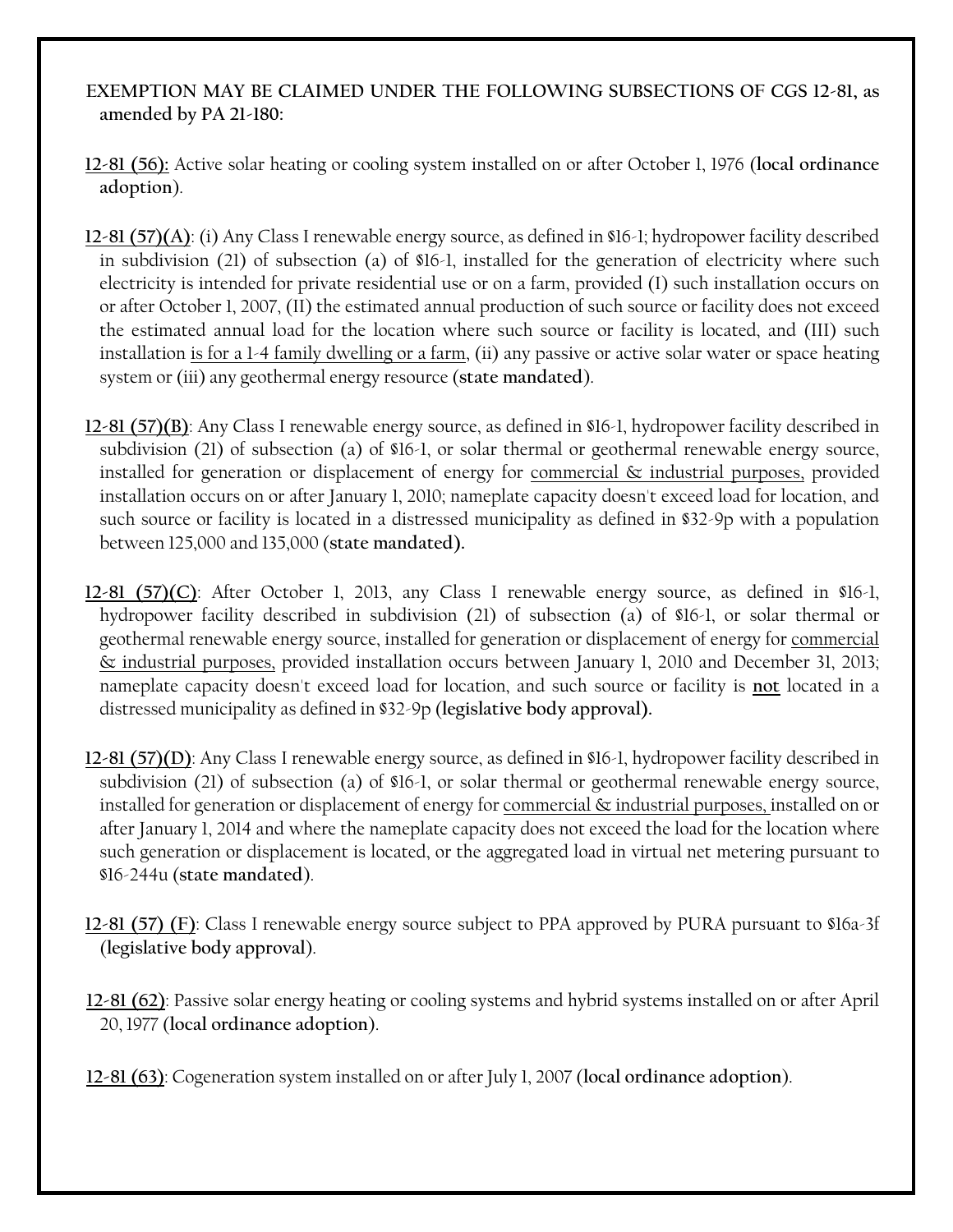**EXEMPTION MAY BE CLAIMED UNDER THE FOLLOWING SUBSECTIONS OF CGS 12-81, as amended by PA 21-180:**

12-81 (56): Active solar heating or cooling system installed on or after October 1, 1976 **(local ordinance adoption)**.

12-81 (57)(A): (i) Any Class I renewable energy source, as defined in §16-1; hydropower facility described in subdivision (21) of subsection (a) of §16-1, installed for the generation of electricity where such electricity is intended for private residential use or on a farm, provided (I) such installation occurs on or after October 1, 2007, (II) the estimated annual production of such source or facility does not exceed the estimated annual load for the location where such source or facility is located, and (III) such installation is for a 1-4 family dwelling or a farm, (ii) any passive or active solar water or space heating system or (iii) any geothermal energy resource **(state mandated)**.

12-81 (57)(B): Any Class I renewable energy source, as defined in §16-1, hydropower facility described in subdivision (21) of subsection (a) of §16-1, or solar thermal or geothermal renewable energy source, installed for generation or displacement of energy for commercial & industrial purposes, provided installation occurs on or after January 1, 2010; nameplate capacity doesn't exceed load for location, and such source or facility is located in a distressed municipality as defined in §32-9p with a population between 125,000 and 135,000 **(state mandated).**

12-81 (57)(C): After October 1, 2013, any Class I renewable energy source, as defined in §16-1, hydropower facility described in subdivision (21) of subsection (a) of §16-1, or solar thermal or geothermal renewable energy source, installed for generation or displacement of energy for commercial & industrial purposes, provided installation occurs between January 1, 2010 and December 31, 2013; nameplate capacity doesn't exceed load for location, and such source or facility is **not** located in a distressed municipality as defined in §32-9p **(legislative body approval).**

12-81 (57)(D): Any Class I renewable energy source, as defined in §16-1, hydropower facility described in subdivision (21) of subsection (a) of §16-1, or solar thermal or geothermal renewable energy source, installed for generation or displacement of energy for commercial & industrial purposes, installed on or after January 1, 2014 and where the nameplate capacity does not exceed the load for the location where such generation or displacement is located, or the aggregated load in virtual net metering pursuant to §16-244u **(state mandated)**.

12-81 (57) (F): Class I renewable energy source subject to PPA approved by PURA pursuant to §16a-3f **(legislative body approval)**.

12-81 (62): Passive solar energy heating or cooling systems and hybrid systems installed on or after April 20, 1977 **(local ordinance adoption)**.

12-81 (63): Cogeneration system installed on or after July 1, 2007 **(local ordinance adoption)**.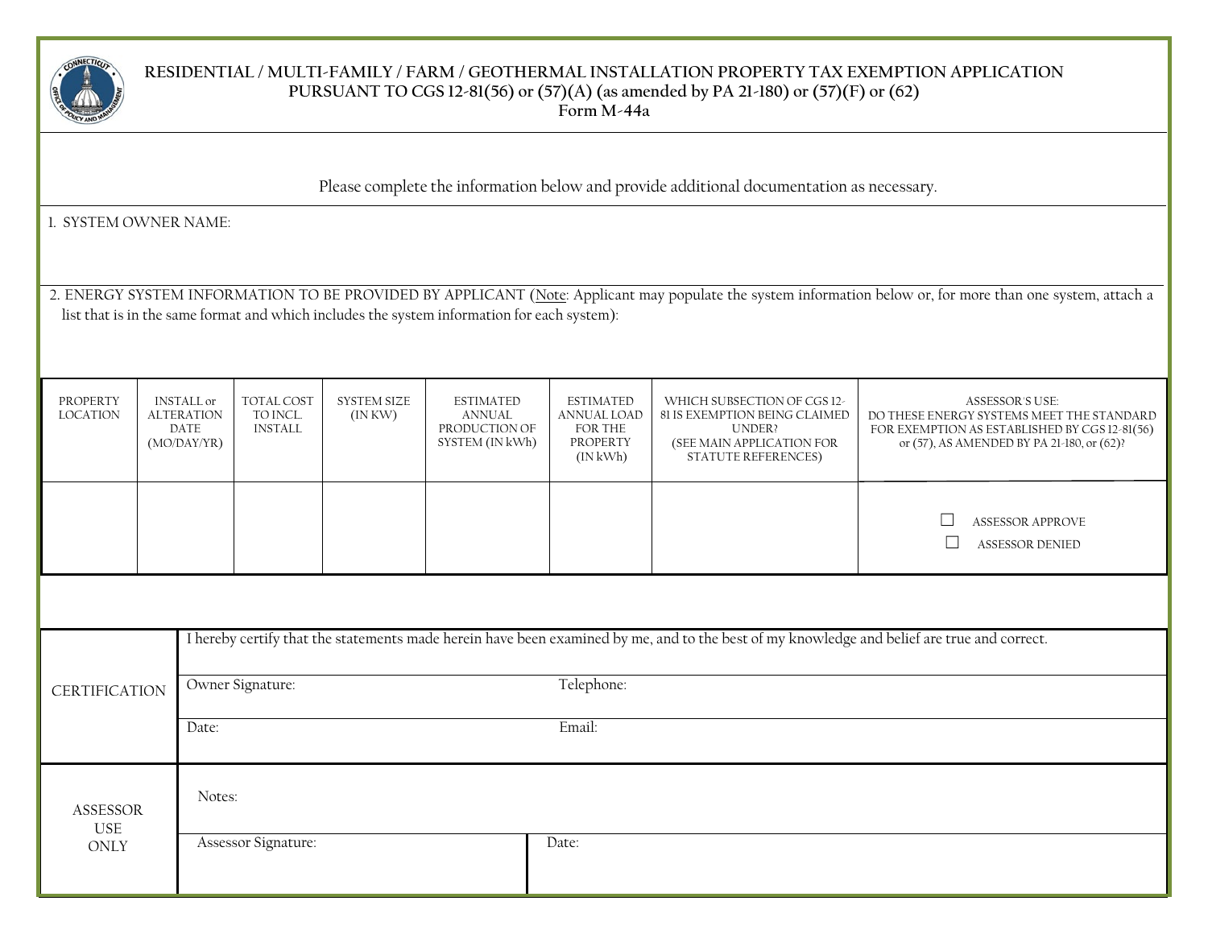# RESIDENTIAL / MULTI-FAMILY / FARM / GEOTHERMAL INSTALLATION PROPERTY TAX EXEMPTION APPLICATION PURSUANT TO CGS 12-81(56) or (57)(A) (as amended by PA 21-180) or (57)(F) or (62)

**Form M-44a**

Please complete the information below and provide additional documentation as necessary.

1. SYSTEM OWNER NAME:

2. ENERGY SYSTEM INFORMATION TO BE PROVIDED BY APPLICANT (Note: Applicant may populate the system information below or, for more than one system, attach a list that is in the same format and which includes the system information for each system):

| PROPERTY LOCATION | INSTALL or ALTERATION DATE (MO/DAY/YR) | TOTAL COST TO INCL. INSTALL | SYSTEM SIZE (IN KW) | ESTIMATED ANNUAL PRODUCTION OF SYSTEM (IN kWh) | ESTIMATED ANNUAL LOAD FOR THE PROPERTY (IN kWh) | WHICH SUBSECTION OF CGS 12-81 IS EXEMPTION BEING CLAIMED UNDER? (SEE MAIN APPLICATION FOR STATUTE REFERENCES) | ASSESSOR'S USE: DO THESE ENERGY SYSTEMS MEET THE STANDARD FOR EXEMPTION AS ESTABLISHED BY CGS 12-81(56) or (57), AS AMENDED BY PA 21-180, or (62)? |
|---|---|---|---|---|---|---|---|
| | | | | | | | ☐ ASSESSOR APPROVE<br>☐ ASSESSOR DENIED |

| CERTIFICATION | I hereby certify that the statements made herein have been examined by me, and to the best of my knowledge and belief are true and correct. | |
|---|---|---|
| | Owner Signature: | Telephone: |
| | Date: | Email: |

| ASSESSOR USE ONLY | Notes: | |
|---|---|---|
| | Assessor Signature: | Date: |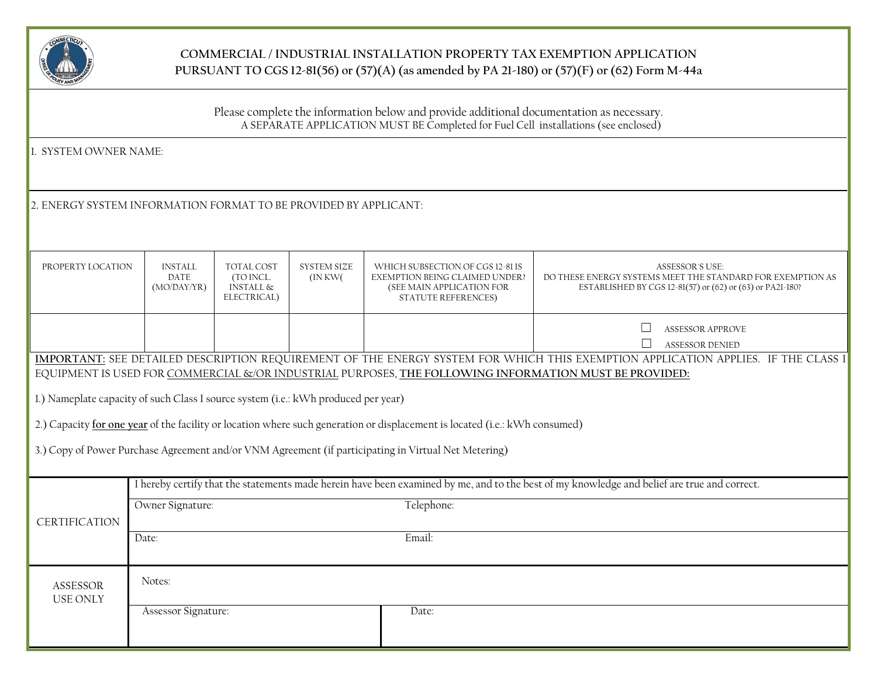# COMMERCIAL / INDUSTRIAL INSTALLATION PROPERTY TAX EXEMPTION APPLICATION PURSUANT TO CGS 12-81(56) or (57)(A) (as amended by PA 21-180) or (57)(F) or (62) Form M-44a

Please complete the information below and provide additional documentation as necessary.
A SEPARATE APPLICATION MUST BE Completed for Fuel Cell installations (see enclosed)

1. SYSTEM OWNER NAME:

2. ENERGY SYSTEM INFORMATION FORMAT TO BE PROVIDED BY APPLICANT:

| PROPERTY LOCATION | INSTALL DATE (MO/DAY/YR) | TOTAL COST (TO INCL. INSTALL & ELECTRICAL) | SYSTEM SIZE (IN KW( | WHICH SUBSECTION OF CGS 12-81 IS EXEMPTION BEING CLAIMED UNDER? (SEE MAIN APPLICATION FOR STATUTE REFERENCES) | ASSESSOR'S USE: DO THESE ENERGY SYSTEMS MEET THE STANDARD FOR EXEMPTION AS ESTABLISHED BY CGS 12-81(57) or (62) or (63) or PA21-180? |
|---|---|---|---|---|---|
| | | | | | ☐ ASSESSOR APPROVE<br>☐ ASSESSOR DENIED |

**IMPORTANT:** SEE DETAILED DESCRIPTION REQUIREMENT OF THE ENERGY SYSTEM FOR WHICH THIS EXEMPTION APPLICATION APPLIES. IF THE CLASS I EQUIPMENT IS USED FOR COMMERCIAL &/OR INDUSTRIAL PURPOSES, **THE FOLLOWING INFORMATION MUST BE PROVIDED:**

1.) Nameplate capacity of such Class I source system (i.e.: kWh produced per year)

2.) Capacity **for one year** of the facility or location where such generation or displacement is located (i.e.: kWh consumed)

3.) Copy of Power Purchase Agreement and/or VNM Agreement (if participating in Virtual Net Metering)

| CERTIFICATION | | |
|---|---|---|
| | I hereby certify that the statements made herein have been examined by me, and to the best of my knowledge and belief are true and correct. | |
| | Owner Signature: | Telephone: |
| | Date: | Email: |

| ASSESSOR USE ONLY | | |
|---|---|---|
| | Notes: | |
| | Assessor Signature: | Date: |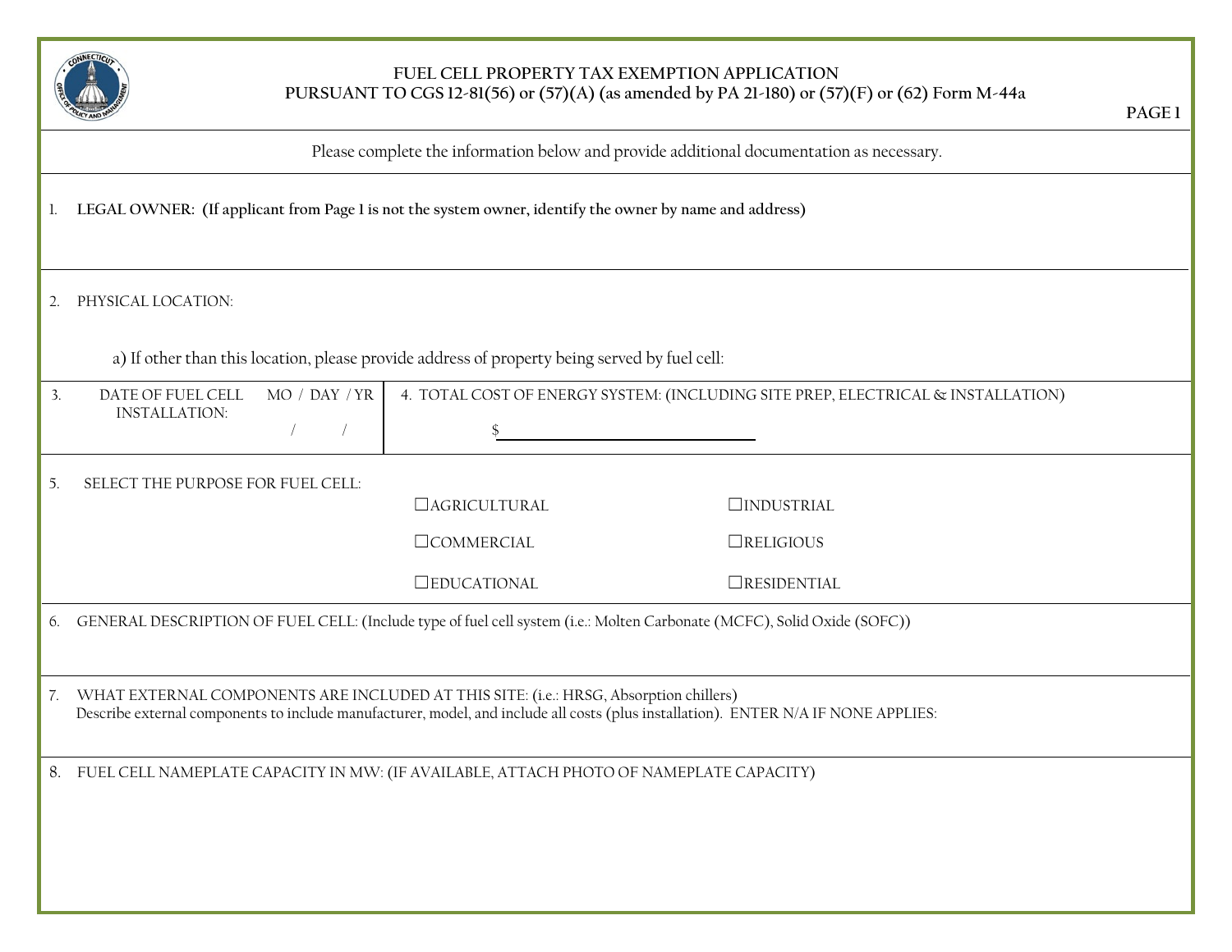# FUEL CELL PROPERTY TAX EXEMPTION APPLICATION
## PURSUANT TO CGS 12-81(56) or (57)(A) (as amended by PA 21-180) or (57)(F) or (62) Form M-44a

PAGE 1

Please complete the information below and provide additional documentation as necessary.

1. **LEGAL OWNER: (If applicant from Page 1 is not the system owner, identify the owner by name and address)**

2. PHYSICAL LOCATION:

   a) If other than this location, please provide address of property being served by fuel cell:

3. DATE OF FUEL CELL INSTALLATION: MO / DAY / YR
   / /

4. TOTAL COST OF ENERGY SYSTEM: (INCLUDING SITE PREP, ELECTRICAL & INSTALLATION)
   $\_\_\_\_\_\_\_\_\_\_\_\_\_\_\_\_

5. SELECT THE PURPOSE FOR FUEL CELL:

   ☐ AGRICULTURAL ☐ INDUSTRIAL

   ☐ COMMERCIAL ☐ RELIGIOUS

   ☐ EDUCATIONAL ☐ RESIDENTIAL

6. GENERAL DESCRIPTION OF FUEL CELL: (Include type of fuel cell system (i.e.: Molten Carbonate (MCFC), Solid Oxide (SOFC))

7. WHAT EXTERNAL COMPONENTS ARE INCLUDED AT THIS SITE: (i.e.: HRSG, Absorption chillers)
   Describe external components to include manufacturer, model, and include all costs (plus installation). ENTER N/A IF NONE APPLIES:

8. FUEL CELL NAMEPLATE CAPACITY IN MW: (IF AVAILABLE, ATTACH PHOTO OF NAMEPLATE CAPACITY)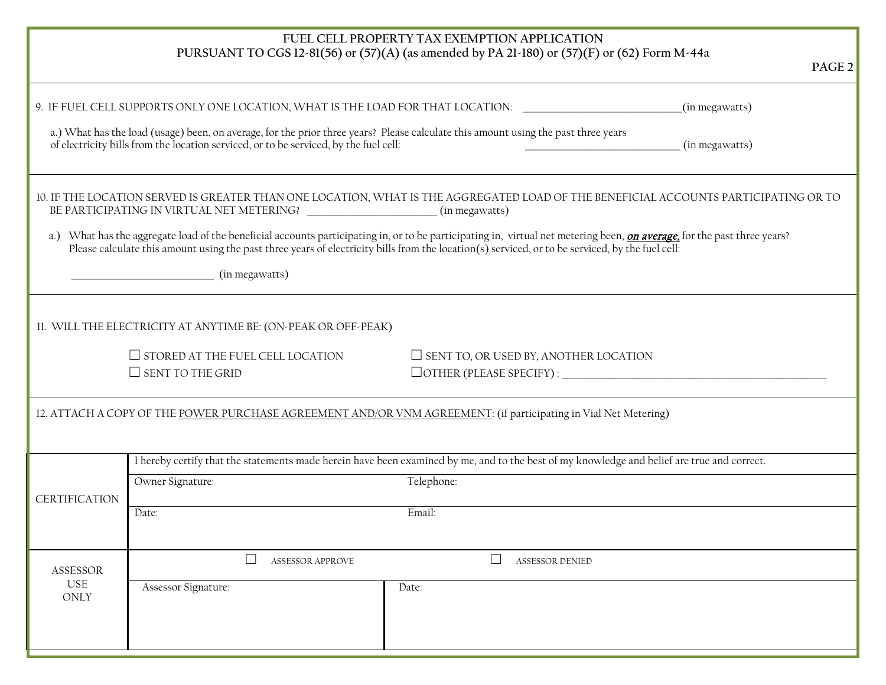# FUEL CELL PROPERTY TAX EXEMPTION APPLICATION
## PURSUANT TO CGS 12-81(56) or (57)(A) (as amended by PA 21-180) or (57)(F) or (62) Form M-44a

PAGE 2

9. IF FUEL CELL SUPPORTS ONLY ONE LOCATION, WHAT IS THE LOAD FOR THAT LOCATION: ______________________________(in megawatts)

   a.) What has the load (usage) been, on average, for the prior three years? Please calculate this amount using the past three years of electricity bills from the location serviced, or to be serviced, by the fuel cell: ______________________________ (in megawatts)

10. IF THE LOCATION SERVED IS GREATER THAN ONE LOCATION, WHAT IS THE AGGREGATED LOAD OF THE BENEFICIAL ACCOUNTS PARTICIPATING OR TO BE PARTICIPATING IN VIRTUAL NET METERING? _________________________ (in megawatts)

    a.) What has the aggregate load of the beneficial accounts participating in, or to be participating in, virtual net metering been, ***on average,*** for the past three years? Please calculate this amount using the past three years of electricity bills from the location(s) serviced, or to be serviced, by the fuel cell:

    ___________________________ (in megawatts)

11. WILL THE ELECTRICITY AT ANYTIME BE: (ON-PEAK OR OFF-PEAK)

    ☐ STORED AT THE FUEL CELL LOCATION
    ☐ SENT TO, OR USED BY, ANOTHER LOCATION
    ☐ SENT TO THE GRID
    ☐ OTHER (PLEASE SPECIFY) : ___________________________________________________

12. ATTACH A COPY OF THE POWER PURCHASE AGREEMENT AND/OR VNM AGREEMENT: (if participating in Vial Net Metering)

| | | |
|---|---|---|
| CERTIFICATION | I hereby certify that the statements made herein have been examined by me, and to the best of my knowledge and belief are true and correct. | |
| | Owner Signature: | Telephone: |
| | Date: | Email: |
| ASSESSOR USE ONLY | ☐ ASSESSOR APPROVE | ☐ ASSESSOR DENIED |
| | Assessor Signature: | Date: |